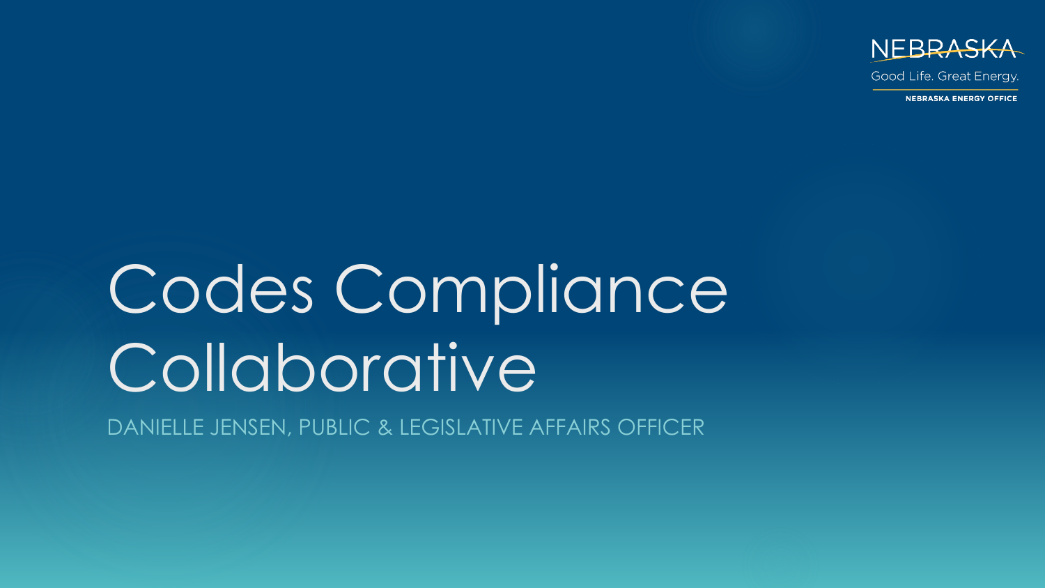NEBRASKA

Good Life. Great Energy.

NEBRASKA ENERGY OFFICE

# Codes Compliance Collaborative

DANIELLE JENSEN, PUBLIC & LEGISLATIVE AFFAIRS OFFICER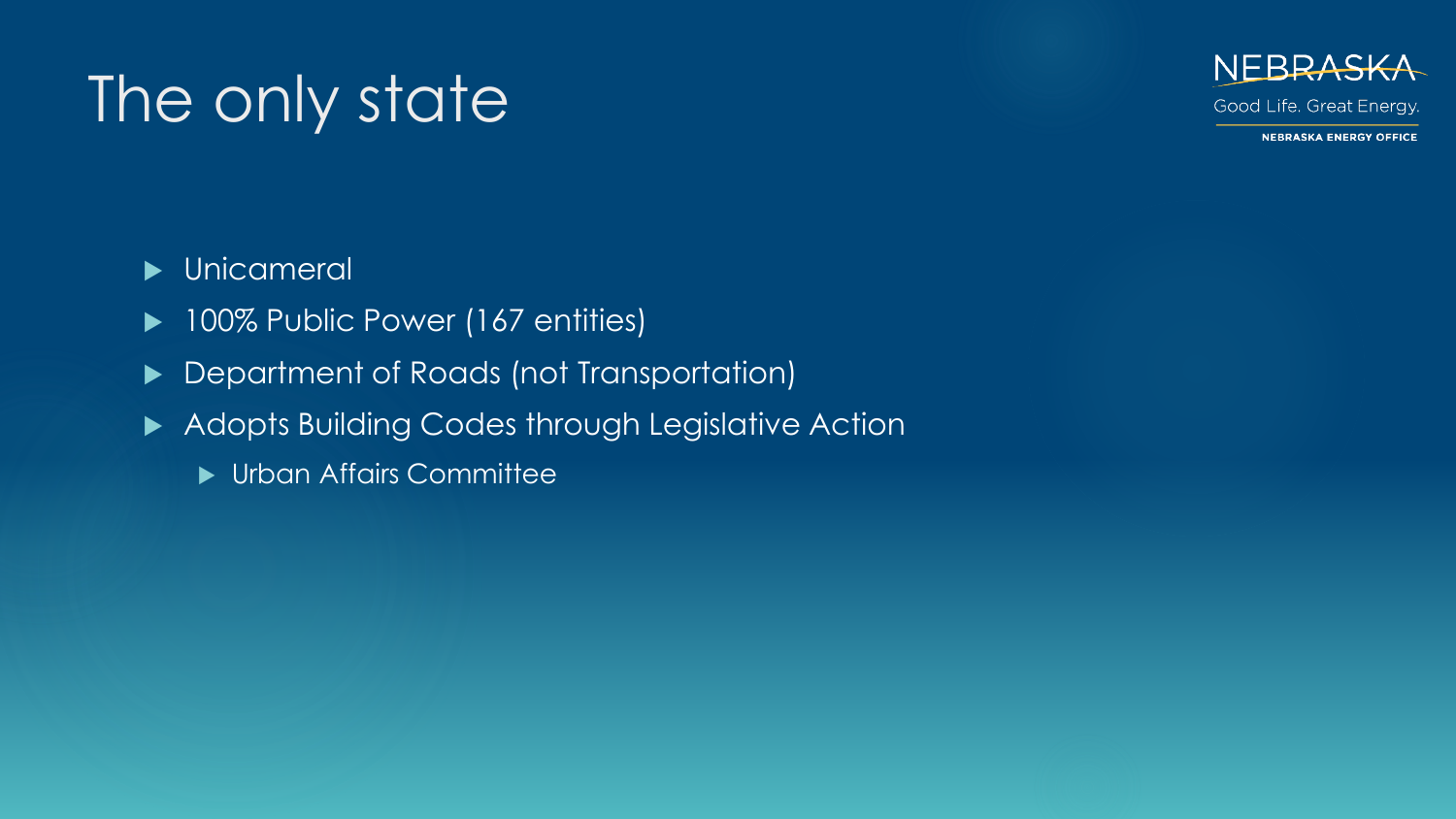# The only state

- Unicameral
- 100% Public Power (167 entities)
- Department of Roads (not Transportation)
- Adopts Building Codes through Legislative Action
  - Urban Affairs Committee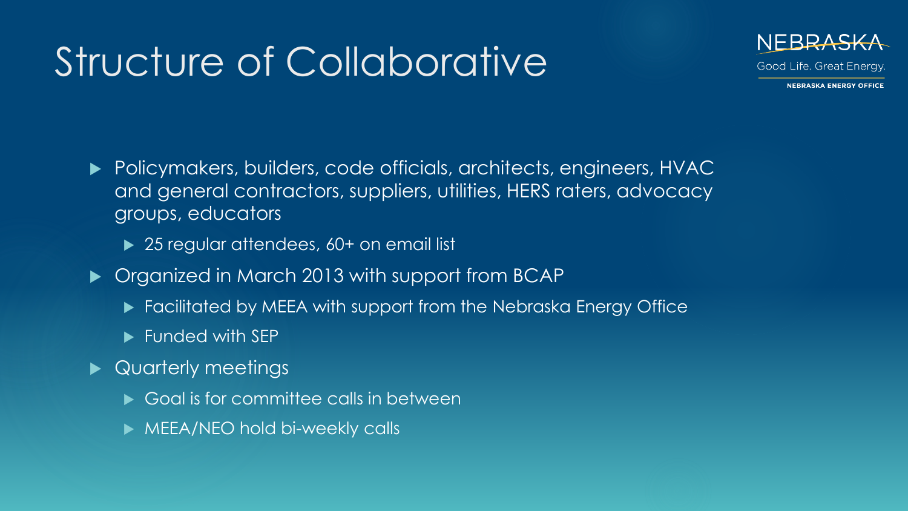# Structure of Collaborative

- Policymakers, builders, code officials, architects, engineers, HVAC and general contractors, suppliers, utilities, HERS raters, advocacy groups, educators
  - 25 regular attendees, 60+ on email list
- Organized in March 2013 with support from BCAP
  - Facilitated by MEEA with support from the Nebraska Energy Office
  - Funded with SEP
- Quarterly meetings
  - Goal is for committee calls in between
  - MEEA/NEO hold bi-weekly calls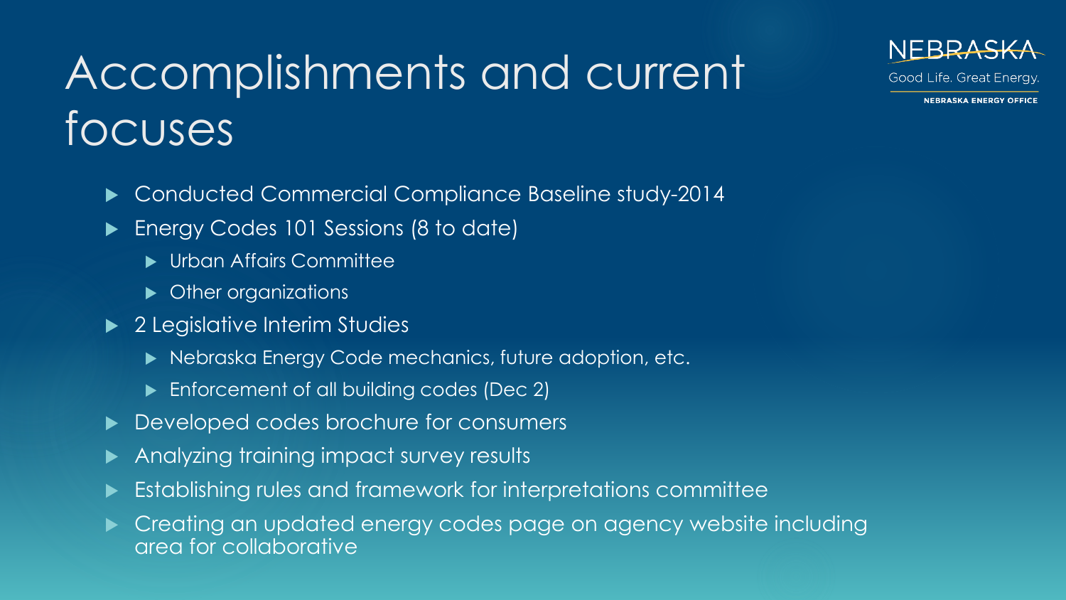# Accomplishments and current focuses

NEBRASKA
Good Life. Great Energy.
NEBRASKA ENERGY OFFICE

- Conducted Commercial Compliance Baseline study-2014
- Energy Codes 101 Sessions (8 to date)
  - Urban Affairs Committee
  - Other organizations
- 2 Legislative Interim Studies
  - Nebraska Energy Code mechanics, future adoption, etc.
  - Enforcement of all building codes (Dec 2)
- Developed codes brochure for consumers
- Analyzing training impact survey results
- Establishing rules and framework for interpretations committee
- Creating an updated energy codes page on agency website including area for collaborative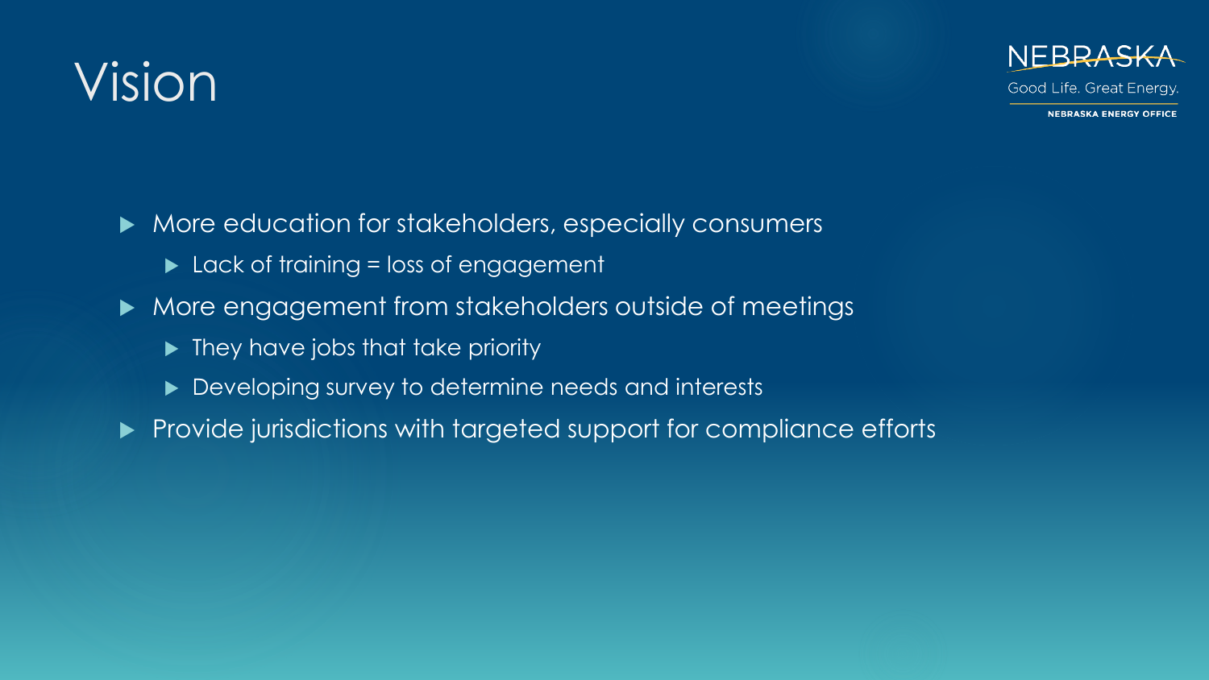# Vision

- More education for stakeholders, especially consumers
  - Lack of training = loss of engagement
- More engagement from stakeholders outside of meetings
  - They have jobs that take priority
  - Developing survey to determine needs and interests
- Provide jurisdictions with targeted support for compliance efforts